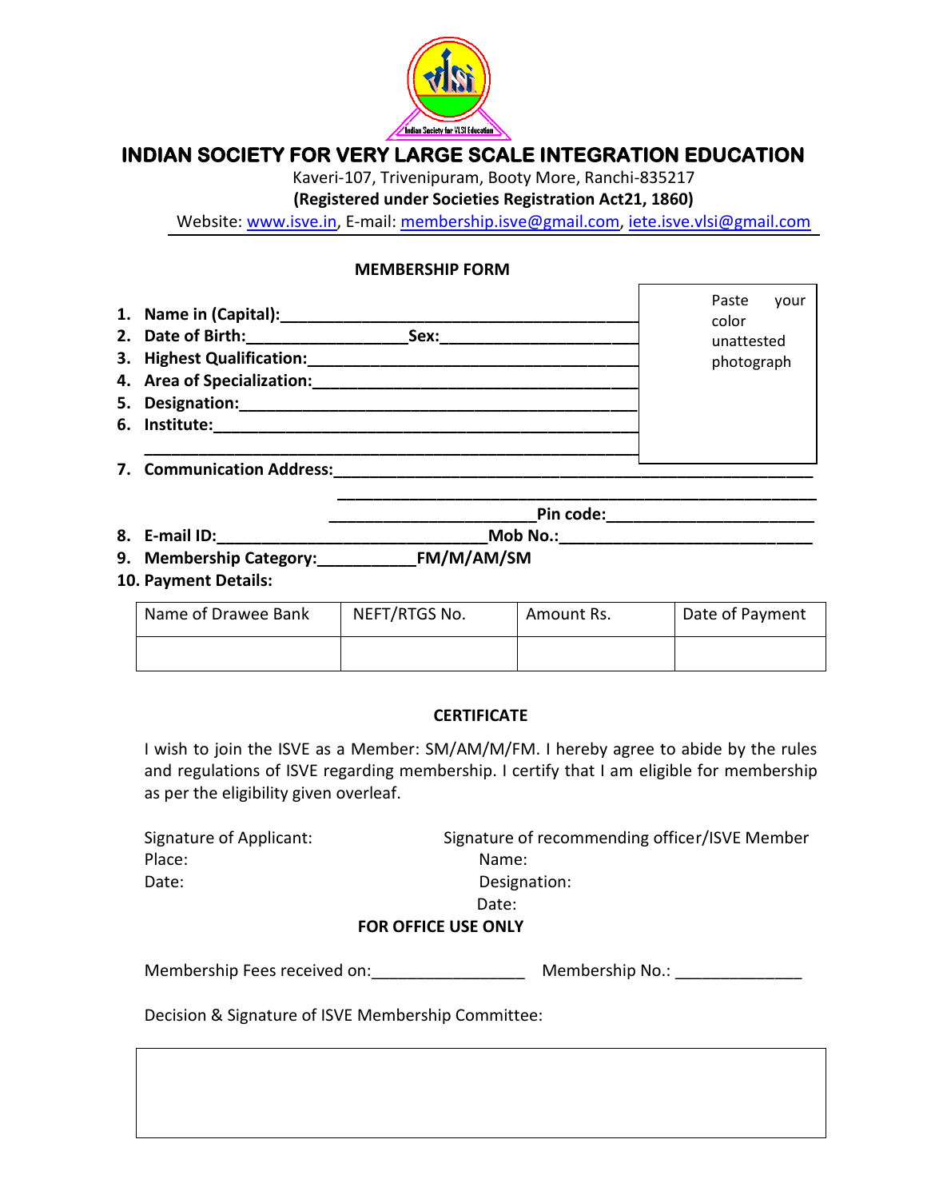# INDIAN SOCIETY FOR VERY LARGE SCALE INTEGRATION EDUCATION

Kaveri-107, Trivenipuram, Booty More, Ranchi-835217

**(Registered under Societies Registration Act21, 1860)**

Website: www.isve.in, E-mail: membership.isve@gmail.com, iete.isve.vlsi@gmail.com

## MEMBERSHIP FORM

Paste your color unattested photograph

1. **Name in (Capital):**___________________________________________
2. **Date of Birth:**_________________ **Sex:**______________________
3. **Highest Qualification:**_____________________________________
4. **Area of Specialization:**____________________________________
5. **Designation:**_______________________________________________
6. **Institute:**_________________________________________________
   _____________________________________________________________
7. **Communication Address:**________________________________________________________
   ________________________________________________________
   ________________________ **Pin code:**________________________
8. **E-mail ID:**______________________________ **Mob No.:**____________________________
9. **Membership Category:**___________ **FM/M/AM/SM**
10. **Payment Details:**

| Name of Drawee Bank | NEFT/RTGS No. | Amount Rs. | Date of Payment |
|---|---|---|---|
| | | | |

## CERTIFICATE

I wish to join the ISVE as a Member: SM/AM/M/FM. I hereby agree to abide by the rules and regulations of ISVE regarding membership. I certify that I am eligible for membership as per the eligibility given overleaf.

Signature of Applicant:
Place:
Date:

Signature of recommending officer/ISVE Member
Name:
Designation:
Date:

**FOR OFFICE USE ONLY**

Membership Fees received on:_________________ Membership No.: ______________

Decision & Signature of ISVE Membership Committee: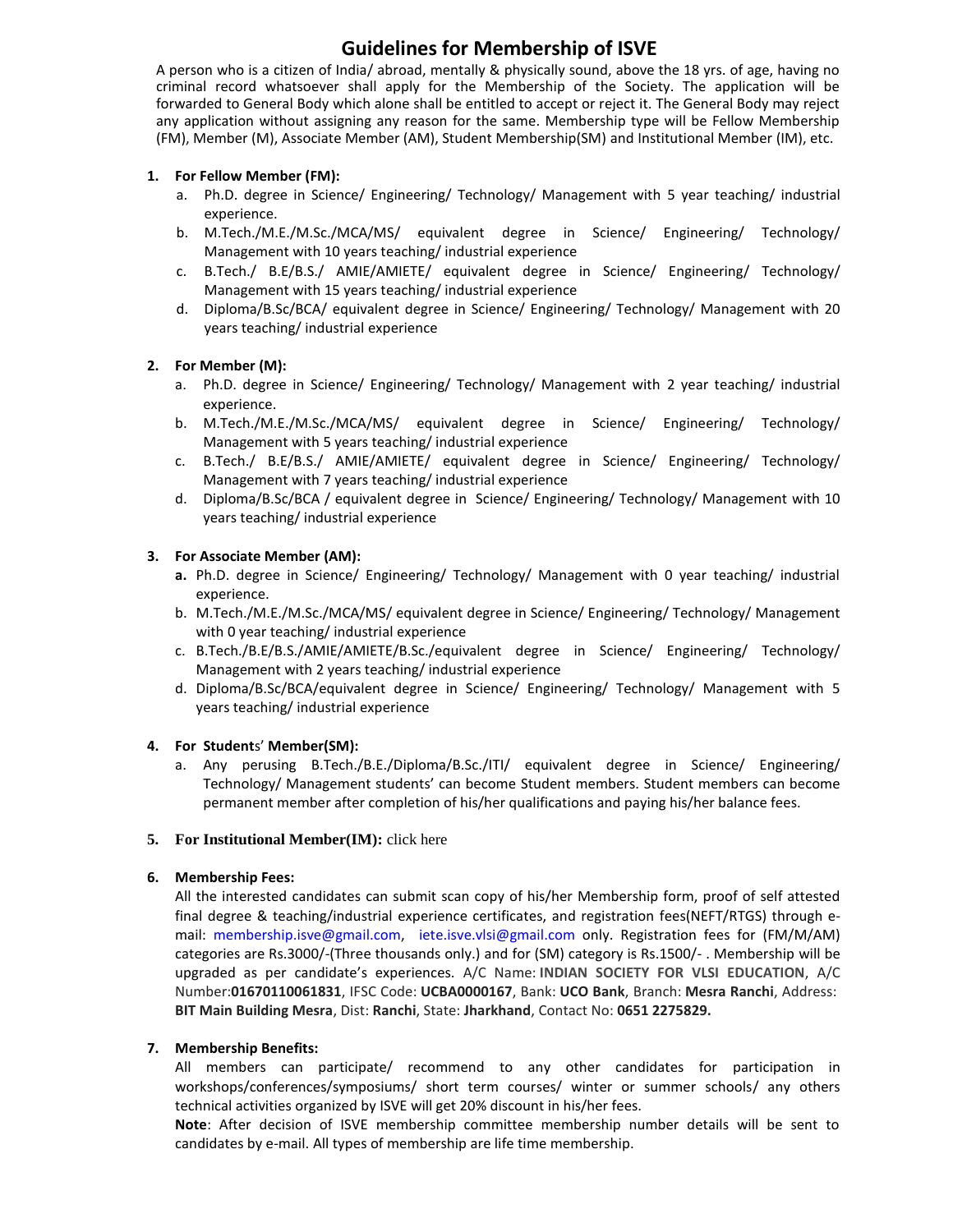# Guidelines for Membership of ISVE

A person who is a citizen of India/ abroad, mentally & physically sound, above the 18 yrs. of age, having no criminal record whatsoever shall apply for the Membership of the Society. The application will be forwarded to General Body which alone shall be entitled to accept or reject it. The General Body may reject any application without assigning any reason for the same. Membership type will be Fellow Membership (FM), Member (M), Associate Member (AM), Student Membership(SM) and Institutional Member (IM), etc.

1. **For Fellow Member (FM):**
   a. Ph.D. degree in Science/ Engineering/ Technology/ Management with 5 year teaching/ industrial experience.
   b. M.Tech./M.E./M.Sc./MCA/MS/ equivalent degree in Science/ Engineering/ Technology/ Management with 10 years teaching/ industrial experience
   c. B.Tech./ B.E/B.S./ AMIE/AMIETE/ equivalent degree in Science/ Engineering/ Technology/ Management with 15 years teaching/ industrial experience
   d. Diploma/B.Sc/BCA/ equivalent degree in Science/ Engineering/ Technology/ Management with 20 years teaching/ industrial experience

2. **For Member (M):**
   a. Ph.D. degree in Science/ Engineering/ Technology/ Management with 2 year teaching/ industrial experience.
   b. M.Tech./M.E./M.Sc./MCA/MS/ equivalent degree in Science/ Engineering/ Technology/ Management with 5 years teaching/ industrial experience
   c. B.Tech./ B.E/B.S./ AMIE/AMIETE/ equivalent degree in Science/ Engineering/ Technology/ Management with 7 years teaching/ industrial experience
   d. Diploma/B.Sc/BCA / equivalent degree in Science/ Engineering/ Technology/ Management with 10 years teaching/ industrial experience

3. **For Associate Member (AM):**
   **a.** Ph.D. degree in Science/ Engineering/ Technology/ Management with 0 year teaching/ industrial experience.
   b. M.Tech./M.E./M.Sc./MCA/MS/ equivalent degree in Science/ Engineering/ Technology/ Management with 0 year teaching/ industrial experience
   c. B.Tech./B.E/B.S./AMIE/AMIETE/B.Sc./equivalent degree in Science/ Engineering/ Technology/ Management with 2 years teaching/ industrial experience
   d. Diploma/B.Sc/BCA/equivalent degree in Science/ Engineering/ Technology/ Management with 5 years teaching/ industrial experience

4. **For Students' Member(SM):**
   a. Any perusing B.Tech./B.E./Diploma/B.Sc./ITI/ equivalent degree in Science/ Engineering/ Technology/ Management students' can become Student members. Student members can become permanent member after completion of his/her qualifications and paying his/her balance fees.

5. **For Institutional Member(IM):** click here

6. **Membership Fees:**
   All the interested candidates can submit scan copy of his/her Membership form, proof of self attested final degree & teaching/industrial experience certificates, and registration fees(NEFT/RTGS) through e-mail: membership.isve@gmail.com, iete.isve.vlsi@gmail.com only. Registration fees for (FM/M/AM) categories are Rs.3000/-(Three thousands only.) and for (SM) category is Rs.1500/- . Membership will be upgraded as per candidate's experiences. A/C Name: **INDIAN SOCIETY FOR VLSI EDUCATION**, A/C Number:**01670110061831**, IFSC Code: **UCBA0000167**, Bank: **UCO Bank**, Branch: **Mesra Ranchi**, Address: **BIT Main Building Mesra**, Dist: **Ranchi**, State: **Jharkhand**, Contact No: **0651 2275829.**

7. **Membership Benefits:**
   All members can participate/ recommend to any other candidates for participation in workshops/conferences/symposiums/ short term courses/ winter or summer schools/ any others technical activities organized by ISVE will get 20% discount in his/her fees.
   **Note**: After decision of ISVE membership committee membership number details will be sent to candidates by e-mail. All types of membership are life time membership.